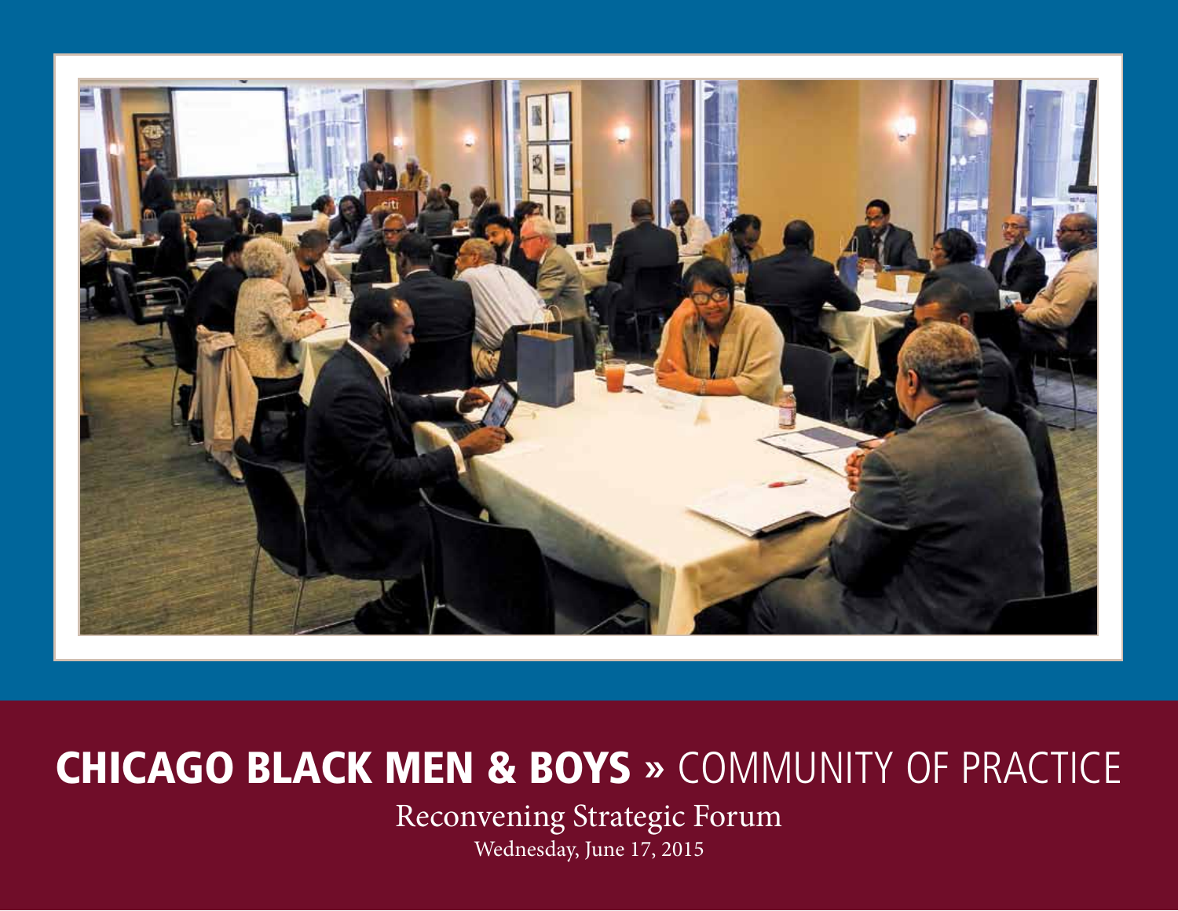# CHICAGO BLACK MEN & BOYS » COMMUNITY OF PRACTICE

Reconvening Strategic Forum

Wednesday, June 17, 2015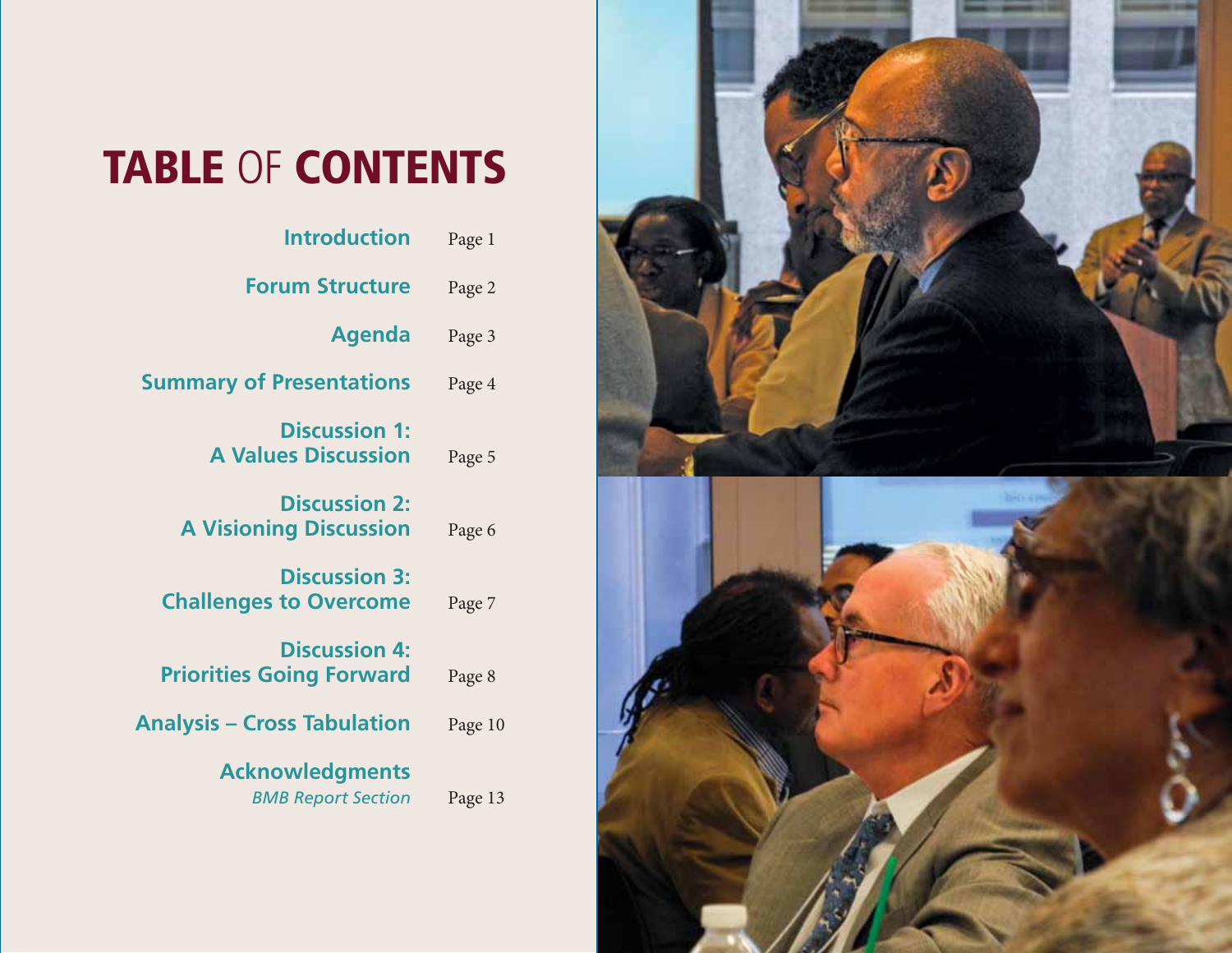# TABLE OF CONTENTS

| | |
|---|---|
| **Introduction** | Page 1 |
| **Forum Structure** | Page 2 |
| **Agenda** | Page 3 |
| **Summary of Presentations** | Page 4 |
| **Discussion 1: A Values Discussion** | Page 5 |
| **Discussion 2: A Visioning Discussion** | Page 6 |
| **Discussion 3: Challenges to Overcome** | Page 7 |
| **Discussion 4: Priorities Going Forward** | Page 8 |
| **Analysis – Cross Tabulation** | Page 10 |
| **Acknowledgments** *BMB Report Section* | Page 13 |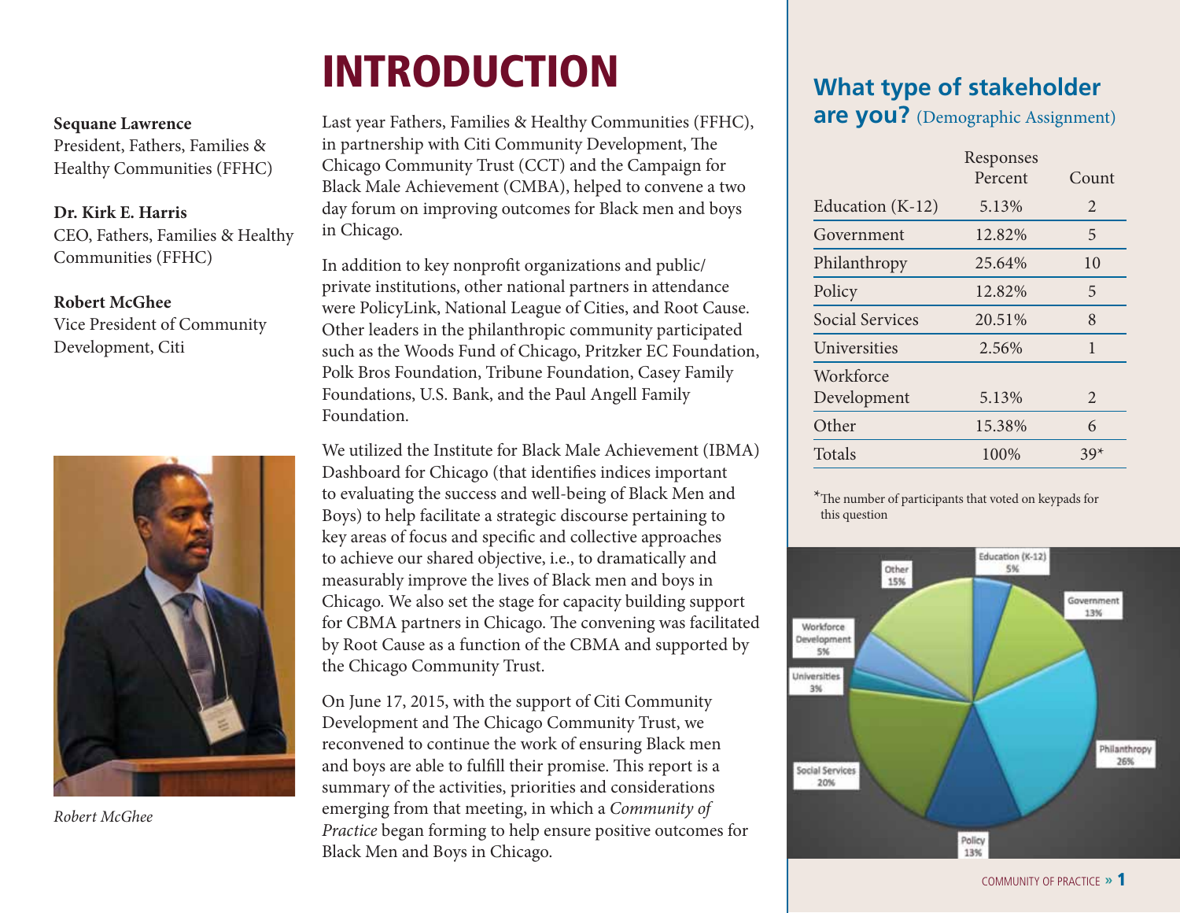**Sequane Lawrence**
President, Fathers, Families & Healthy Communities (FFHC)

**Dr. Kirk E. Harris**
CEO, Fathers, Families & Healthy Communities (FFHC)

**Robert McGhee**
Vice President of Community Development, Citi

*Robert McGhee*

# INTRODUCTION

Last year Fathers, Families & Healthy Communities (FFHC), in partnership with Citi Community Development, The Chicago Community Trust (CCT) and the Campaign for Black Male Achievement (CMBA), helped to convene a two day forum on improving outcomes for Black men and boys in Chicago.

In addition to key nonprofit organizations and public/private institutions, other national partners in attendance were PolicyLink, National League of Cities, and Root Cause. Other leaders in the philanthropic community participated such as the Woods Fund of Chicago, Pritzker EC Foundation, Polk Bros Foundation, Tribune Foundation, Casey Family Foundations, U.S. Bank, and the Paul Angell Family Foundation.

We utilized the Institute for Black Male Achievement (IBMA) Dashboard for Chicago (that identifies indices important to evaluating the success and well-being of Black Men and Boys) to help facilitate a strategic discourse pertaining to key areas of focus and specific and collective approaches to achieve our shared objective, i.e., to dramatically and measurably improve the lives of Black men and boys in Chicago. We also set the stage for capacity building support for CBMA partners in Chicago. The convening was facilitated by Root Cause as a function of the CBMA and supported by the Chicago Community Trust.

On June 17, 2015, with the support of Citi Community Development and The Chicago Community Trust, we reconvened to continue the work of ensuring Black men and boys are able to fulfill their promise. This report is a summary of the activities, priorities and considerations emerging from that meeting, in which a *Community of Practice* began forming to help ensure positive outcomes for Black Men and Boys in Chicago.

## What type of stakeholder are you? (Demographic Assignment)

| | Responses Percent | Count |
|---|---|---|
| Education (K-12) | 5.13% | 2 |
| Government | 12.82% | 5 |
| Philanthropy | 25.64% | 10 |
| Policy | 12.82% | 5 |
| Social Services | 20.51% | 8 |
| Universities | 2.56% | 1 |
| Workforce Development | 5.13% | 2 |
| Other | 15.38% | 6 |
| Totals | 100% | 39* |

*The number of participants that voted on keypads for this question

Education (K-12) 5%
Government 13%
Philanthropy 26%
Policy 13%
Social Services 20%
Universities 3%
Workforce Development 5%
Other 15%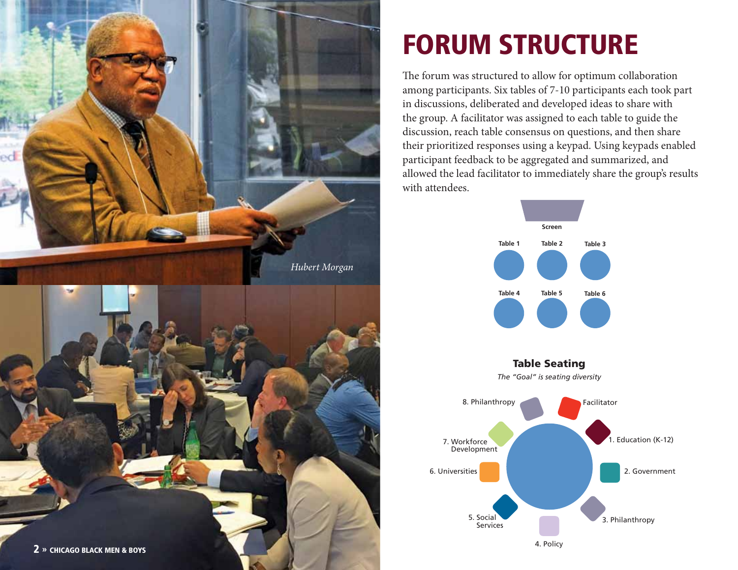Hubert Morgan

# FORUM STRUCTURE

The forum was structured to allow for optimum collaboration among participants. Six tables of 7-10 participants each took part in discussions, deliberated and developed ideas to share with the group. A facilitator was assigned to each table to guide the discussion, reach table consensus on questions, and then share their prioritized responses using a keypad. Using keypads enabled participant feedback to be aggregated and summarized, and allowed the lead facilitator to immediately share the group's results with attendees.

Screen

Table 1 Table 2 Table 3

Table 4 Table 5 Table 6

**Table Seating**

*The "Goal" is seating diversity*

Facilitator
1. Education (K-12)
2. Government
3. Philanthropy
4. Policy
5. Social Services
6. Universities
7. Workforce Development
8. Philanthropy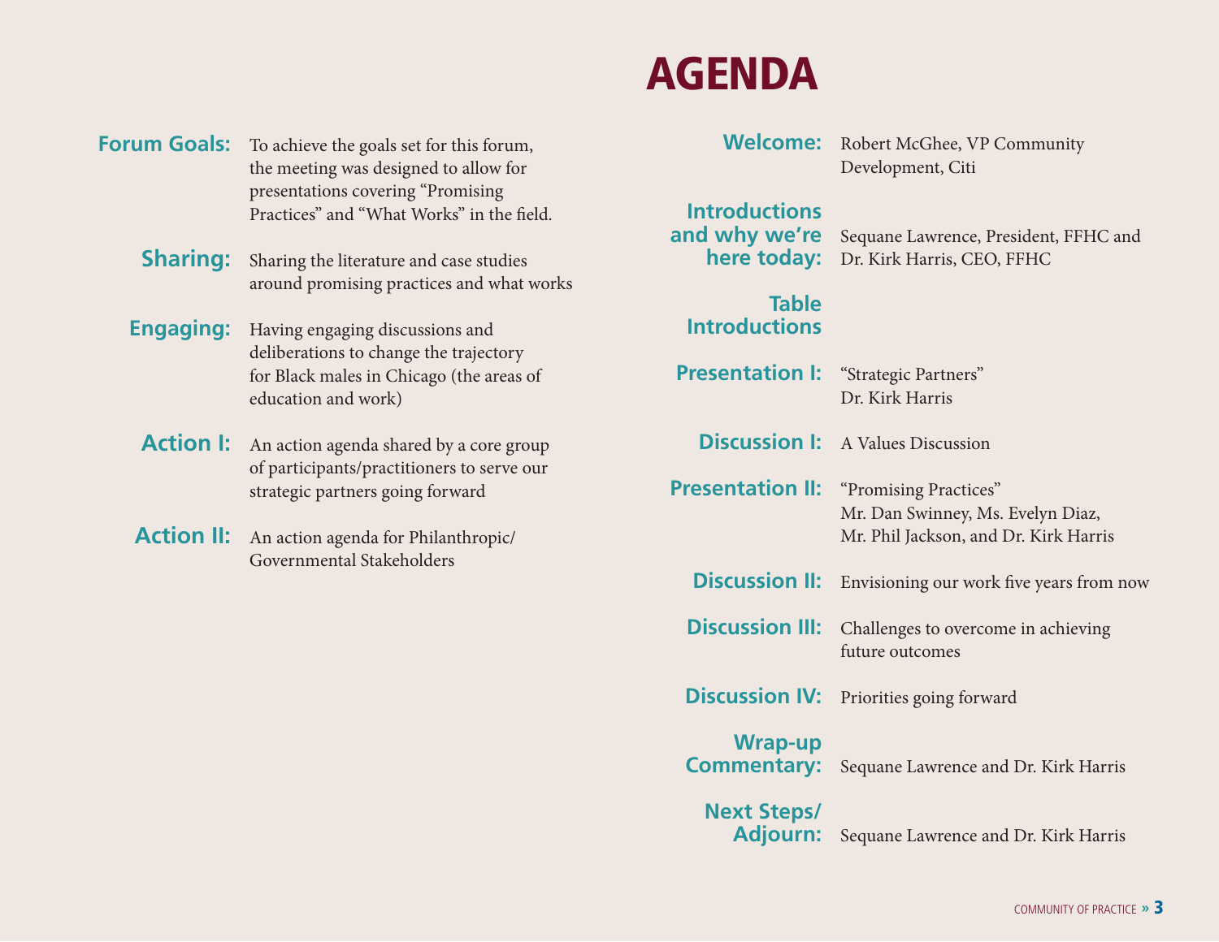# AGENDA

**Forum Goals:** To achieve the goals set for this forum, the meeting was designed to allow for presentations covering "Promising Practices" and "What Works" in the field.

**Sharing:** Sharing the literature and case studies around promising practices and what works

**Engaging:** Having engaging discussions and deliberations to change the trajectory for Black males in Chicago (the areas of education and work)

**Action I:** An action agenda shared by a core group of participants/practitioners to serve our strategic partners going forward

**Action II:** An action agenda for Philanthropic/Governmental Stakeholders

**Welcome:** Robert McGhee, VP Community Development, Citi

**Introductions and why we're here today:** Sequane Lawrence, President, FFHC and Dr. Kirk Harris, CEO, FFHC

**Table Introductions**

**Presentation I:** "Strategic Partners"
Dr. Kirk Harris

**Discussion I:** A Values Discussion

**Presentation II:** "Promising Practices"
Mr. Dan Swinney, Ms. Evelyn Diaz, Mr. Phil Jackson, and Dr. Kirk Harris

**Discussion II:** Envisioning our work five years from now

**Discussion III:** Challenges to overcome in achieving future outcomes

**Discussion IV:** Priorities going forward

**Wrap-up Commentary:** Sequane Lawrence and Dr. Kirk Harris

**Next Steps/ Adjourn:** Sequane Lawrence and Dr. Kirk Harris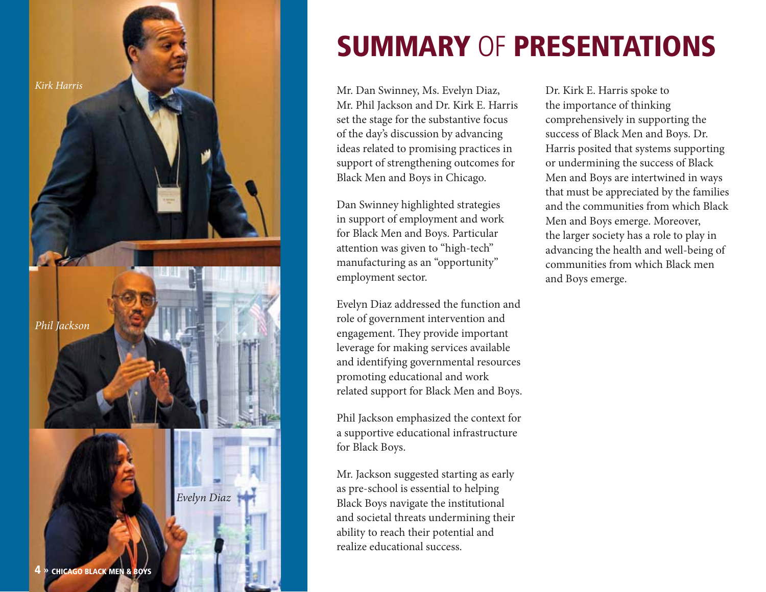*Kirk Harris*

*Phil Jackson*

*Evelyn Diaz*

# SUMMARY OF PRESENTATIONS

Mr. Dan Swinney, Ms. Evelyn Diaz, Mr. Phil Jackson and Dr. Kirk E. Harris set the stage for the substantive focus of the day's discussion by advancing ideas related to promising practices in support of strengthening outcomes for Black Men and Boys in Chicago.

Dan Swinney highlighted strategies in support of employment and work for Black Men and Boys. Particular attention was given to "high-tech" manufacturing as an "opportunity" employment sector.

Evelyn Diaz addressed the function and role of government intervention and engagement. They provide important leverage for making services available and identifying governmental resources promoting educational and work related support for Black Men and Boys.

Phil Jackson emphasized the context for a supportive educational infrastructure for Black Boys.

Mr. Jackson suggested starting as early as pre-school is essential to helping Black Boys navigate the institutional and societal threats undermining their ability to reach their potential and realize educational success.

Dr. Kirk E. Harris spoke to the importance of thinking comprehensively in supporting the success of Black Men and Boys. Dr. Harris posited that systems supporting or undermining the success of Black Men and Boys are intertwined in ways that must be appreciated by the families and the communities from which Black Men and Boys emerge. Moreover, the larger society has a role to play in advancing the health and well-being of communities from which Black men and Boys emerge.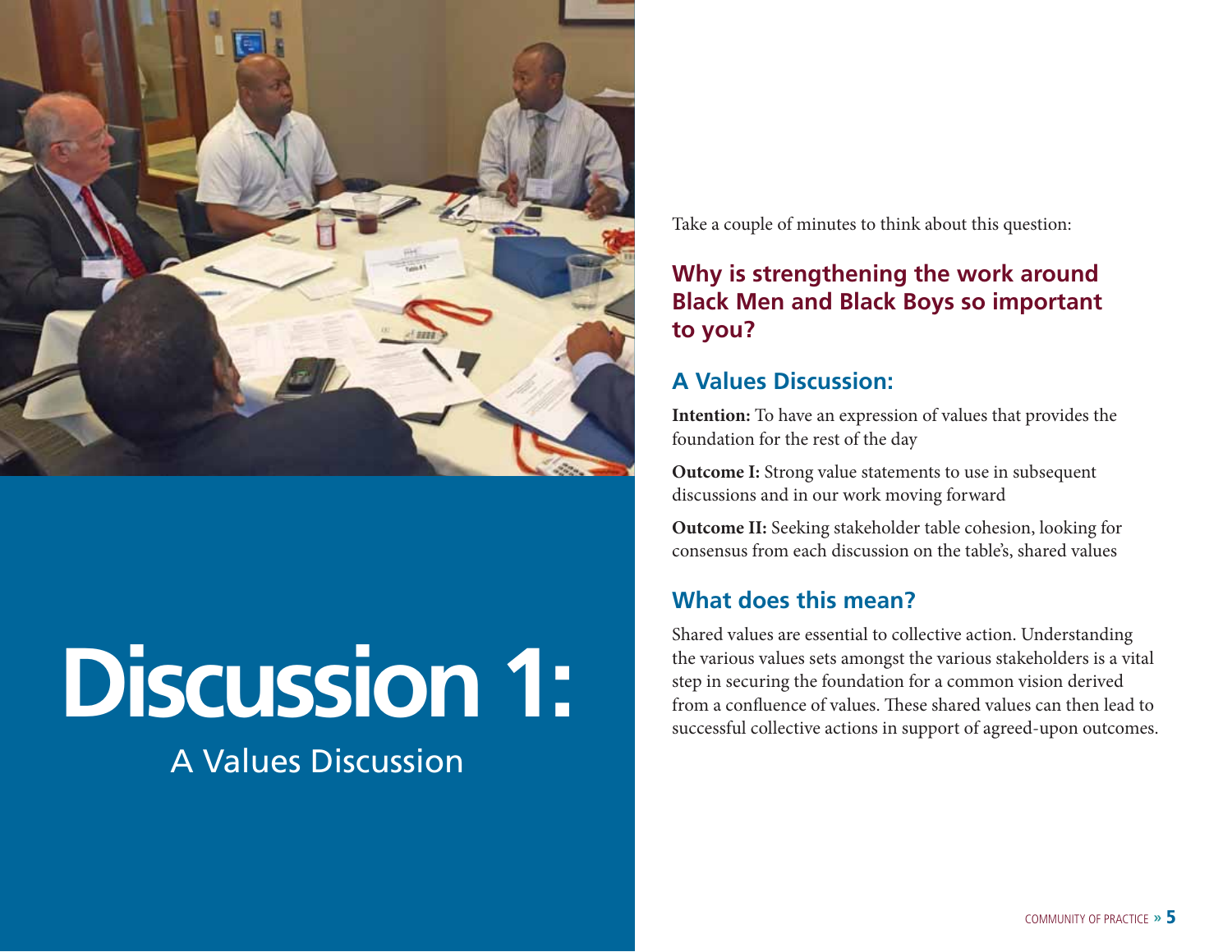# Discussion 1:

## A Values Discussion

Take a couple of minutes to think about this question:

**Why is strengthening the work around Black Men and Black Boys so important to you?**

### A Values Discussion:

**Intention:** To have an expression of values that provides the foundation for the rest of the day

**Outcome I:** Strong value statements to use in subsequent discussions and in our work moving forward

**Outcome II:** Seeking stakeholder table cohesion, looking for consensus from each discussion on the table's, shared values

### What does this mean?

Shared values are essential to collective action. Understanding the various values sets amongst the various stakeholders is a vital step in securing the foundation for a common vision derived from a confluence of values. These shared values can then lead to successful collective actions in support of agreed-upon outcomes.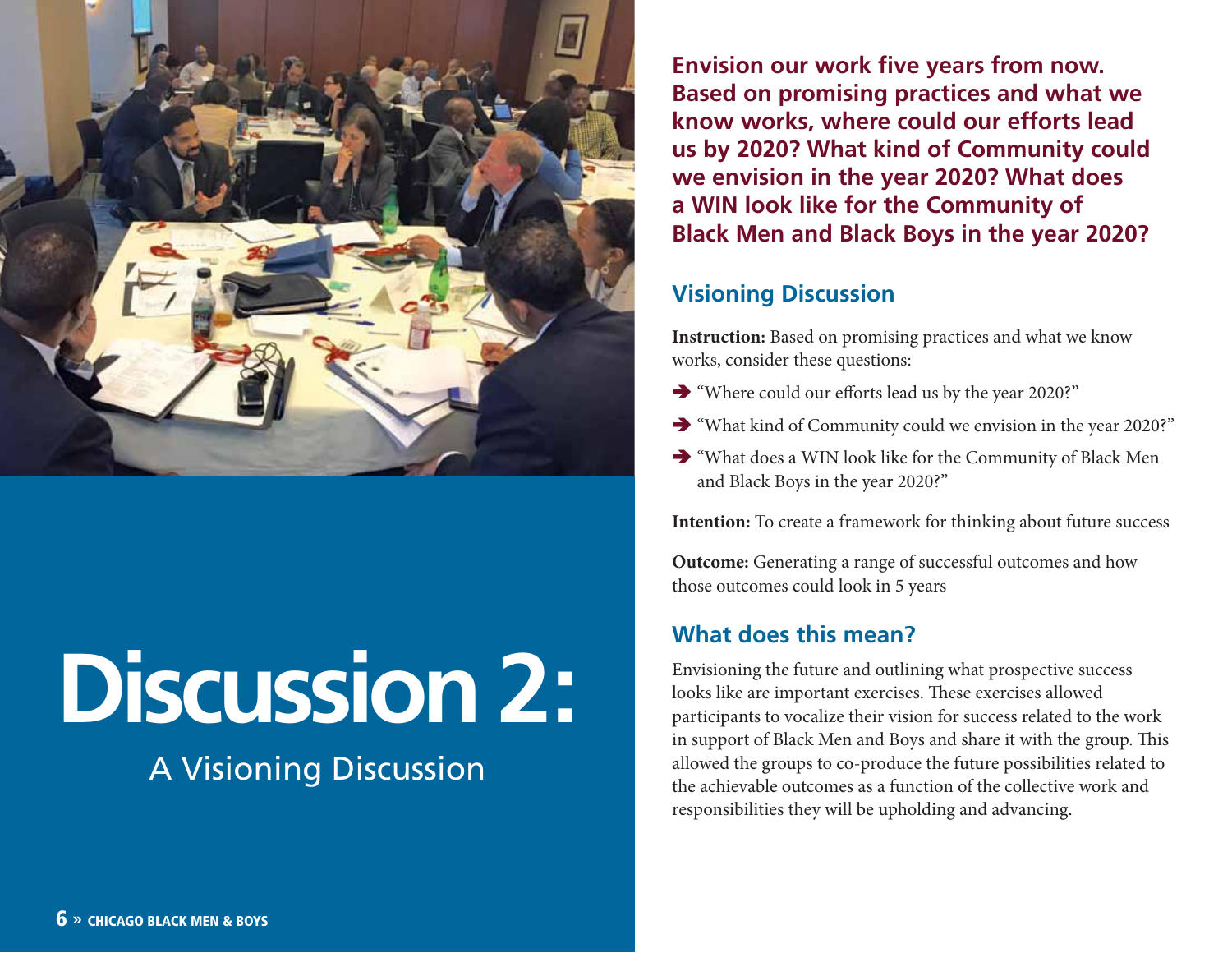# Discussion 2:

A Visioning Discussion

**Envision our work five years from now. Based on promising practices and what we know works, where could our efforts lead us by 2020? What kind of Community could we envision in the year 2020? What does a WIN look like for the Community of Black Men and Black Boys in the year 2020?**

## Visioning Discussion

**Instruction:** Based on promising practices and what we know works, consider these questions:

- "Where could our efforts lead us by the year 2020?"
- "What kind of Community could we envision in the year 2020?"
- "What does a WIN look like for the Community of Black Men and Black Boys in the year 2020?"

**Intention:** To create a framework for thinking about future success

**Outcome:** Generating a range of successful outcomes and how those outcomes could look in 5 years

## What does this mean?

Envisioning the future and outlining what prospective success looks like are important exercises. These exercises allowed participants to vocalize their vision for success related to the work in support of Black Men and Boys and share it with the group. This allowed the groups to co-produce the future possibilities related to the achievable outcomes as a function of the collective work and responsibilities they will be upholding and advancing.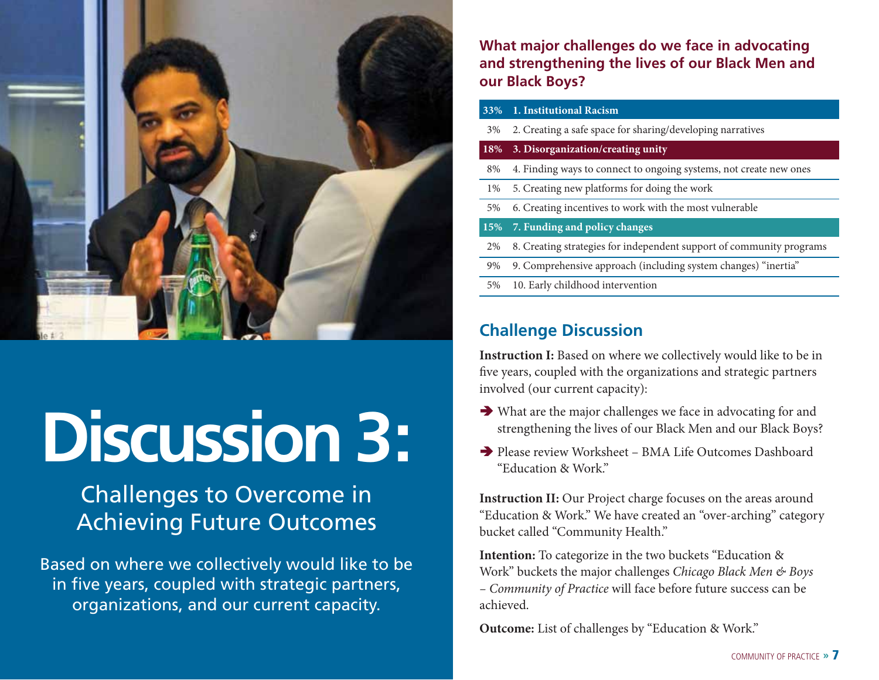# Discussion 3:

## Challenges to Overcome in Achieving Future Outcomes

Based on where we collectively would like to be in five years, coupled with strategic partners, organizations, and our current capacity.

### What major challenges do we face in advocating and strengthening the lives of our Black Men and our Black Boys?

| % | Challenge |
|---|---|
| **33%** | **1. Institutional Racism** |
| 3% | 2. Creating a safe space for sharing/developing narratives |
| **18%** | **3. Disorganization/creating unity** |
| 8% | 4. Finding ways to connect to ongoing systems, not create new ones |
| 1% | 5. Creating new platforms for doing the work |
| 5% | 6. Creating incentives to work with the most vulnerable |
| **15%** | **7. Funding and policy changes** |
| 2% | 8. Creating strategies for independent support of community programs |
| 9% | 9. Comprehensive approach (including system changes) "inertia" |
| 5% | 10. Early childhood intervention |

## Challenge Discussion

**Instruction I:** Based on where we collectively would like to be in five years, coupled with the organizations and strategic partners involved (our current capacity):

- ➔ What are the major challenges we face in advocating for and strengthening the lives of our Black Men and our Black Boys?
- ➔ Please review Worksheet – BMA Life Outcomes Dashboard "Education & Work."

**Instruction II:** Our Project charge focuses on the areas around "Education & Work." We have created an "over-arching" category bucket called "Community Health."

**Intention:** To categorize in the two buckets "Education & Work" buckets the major challenges *Chicago Black Men & Boys – Community of Practice* will face before future success can be achieved.

**Outcome:** List of challenges by "Education & Work."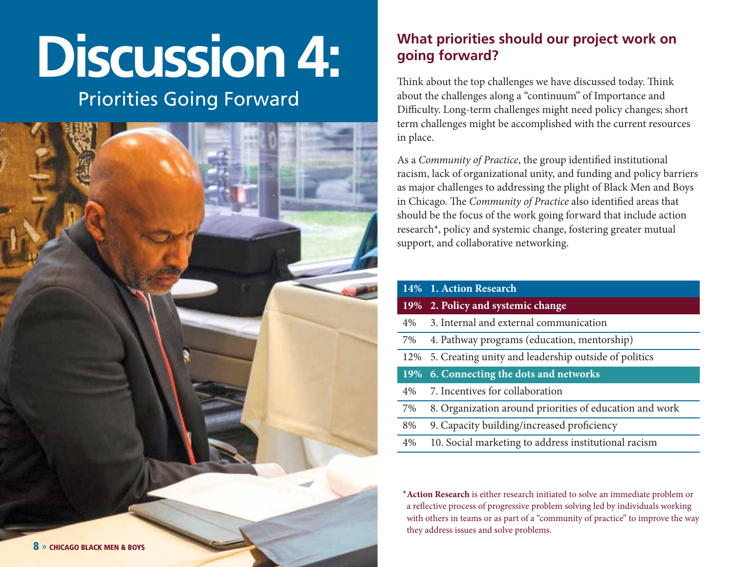# Discussion 4:

## Priorities Going Forward

### What priorities should our project work on going forward?

Think about the top challenges we have discussed today. Think about the challenges along a "continuum" of Importance and Difficulty. Long-term challenges might need policy changes; short term challenges might be accomplished with the current resources in place.

As a *Community of Practice*, the group identified institutional racism, lack of organizational unity, and funding and policy barriers as major challenges to addressing the plight of Black Men and Boys in Chicago. The *Community of Practice* also identified areas that should be the focus of the work going forward that include action research*, policy and systemic change, fostering greater mutual support, and collaborative networking.

| | |
|---|---|
| **14%** | **1. Action Research** |
| **19%** | **2. Policy and systemic change** |
| 4% | 3. Internal and external communication |
| 7% | 4. Pathway programs (education, mentorship) |
| 12% | 5. Creating unity and leadership outside of politics |
| **19%** | **6. Connecting the dots and networks** |
| 4% | 7. Incentives for collaboration |
| 7% | 8. Organization around priorities of education and work |
| 8% | 9. Capacity building/increased proficiency |
| 4% | 10. Social marketing to address institutional racism |

\* **Action Research** is either research initiated to solve an immediate problem or a reflective process of progressive problem solving led by individuals working with others in teams or as part of a "community of practice" to improve the way they address issues and solve problems.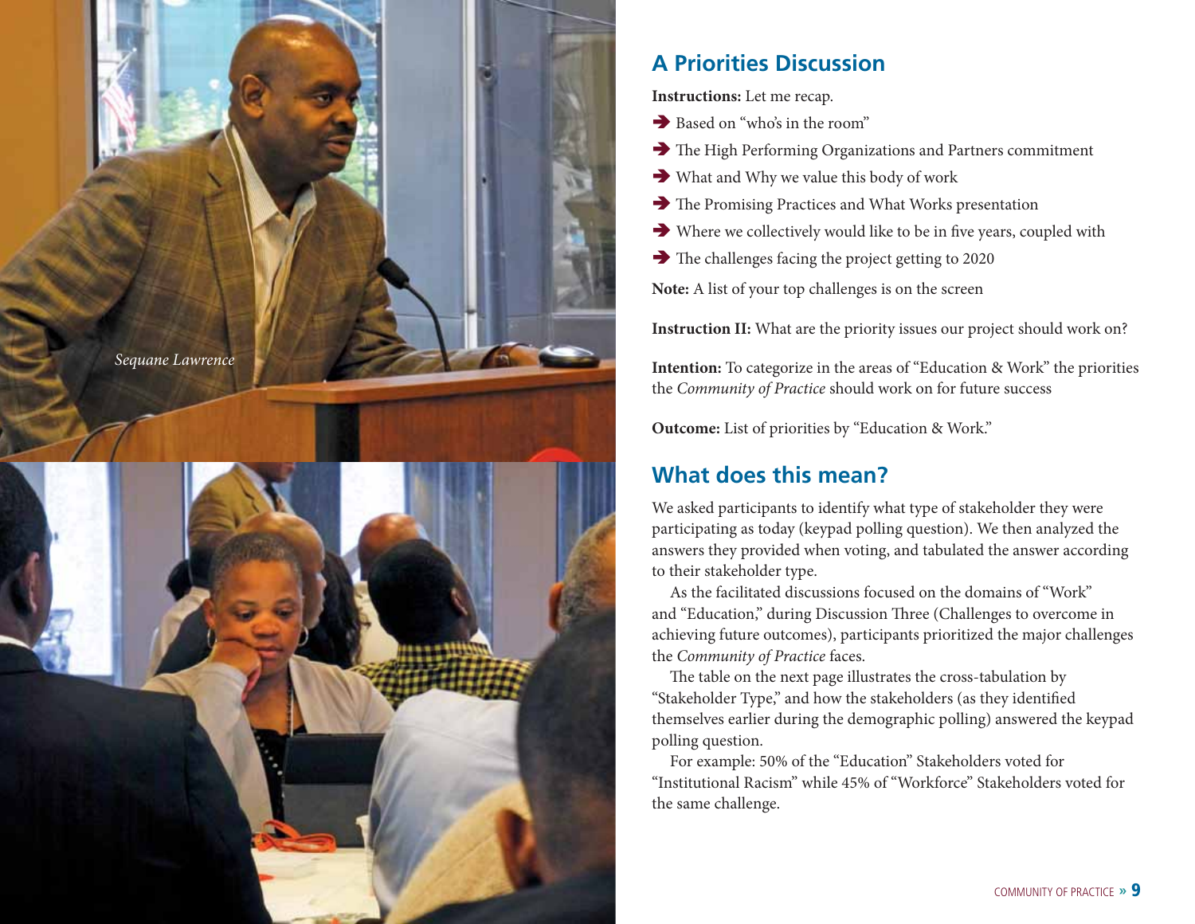Sequane Lawrence

## A Priorities Discussion

**Instructions:** Let me recap.

- Based on "who's in the room"
- The High Performing Organizations and Partners commitment
- What and Why we value this body of work
- The Promising Practices and What Works presentation
- Where we collectively would like to be in five years, coupled with
- The challenges facing the project getting to 2020

**Note:** A list of your top challenges is on the screen

**Instruction II:** What are the priority issues our project should work on?

**Intention:** To categorize in the areas of "Education & Work" the priorities the *Community of Practice* should work on for future success

**Outcome:** List of priorities by "Education & Work."

## What does this mean?

We asked participants to identify what type of stakeholder they were participating as today (keypad polling question). We then analyzed the answers they provided when voting, and tabulated the answer according to their stakeholder type.

As the facilitated discussions focused on the domains of "Work" and "Education," during Discussion Three (Challenges to overcome in achieving future outcomes), participants prioritized the major challenges the *Community of Practice* faces.

The table on the next page illustrates the cross-tabulation by "Stakeholder Type," and how the stakeholders (as they identified themselves earlier during the demographic polling) answered the keypad polling question.

For example: 50% of the "Education" Stakeholders voted for "Institutional Racism" while 45% of "Workforce" Stakeholders voted for the same challenge.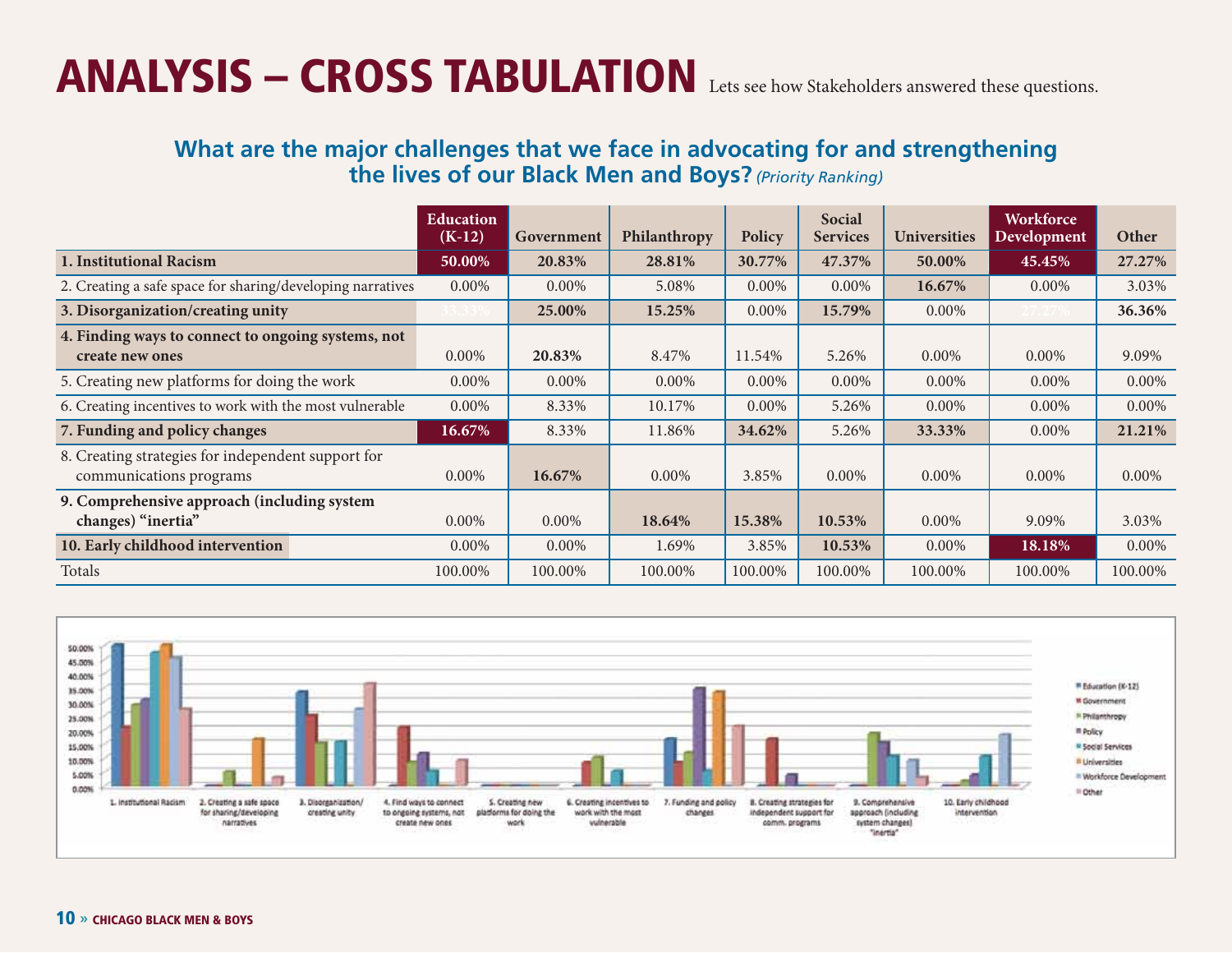# ANALYSIS – CROSS TABULATION

Lets see how Stakeholders answered these questions.

## What are the major challenges that we face in advocating for and strengthening the lives of our Black Men and Boys? *(Priority Ranking)*

| | Education (K-12) | Government | Philanthropy | Policy | Social Services | Universities | Workforce Development | Other |
|---|---|---|---|---|---|---|---|---|
| **1. Institutional Racism** | **50.00%** | **20.83%** | **28.81%** | **30.77%** | **47.37%** | **50.00%** | **45.45%** | **27.27%** |
| 2. Creating a safe space for sharing/developing narratives | 0.00% | 0.00% | 5.08% | 0.00% | 0.00% | **16.67%** | 0.00% | 3.03% |
| **3. Disorganization/creating unity** | **33.33%** | **25.00%** | **15.25%** | 0.00% | **15.79%** | 0.00% | **27.27%** | **36.36%** |
| **4. Finding ways to connect to ongoing systems, not create new ones** | 0.00% | **20.83%** | 8.47% | 11.54% | 5.26% | 0.00% | 0.00% | 9.09% |
| 5. Creating new platforms for doing the work | 0.00% | 0.00% | 0.00% | 0.00% | 0.00% | 0.00% | 0.00% | 0.00% |
| 6. Creating incentives to work with the most vulnerable | 0.00% | 8.33% | 10.17% | 0.00% | 5.26% | 0.00% | 0.00% | 0.00% |
| **7. Funding and policy changes** | **16.67%** | 8.33% | 11.86% | **34.62%** | 5.26% | **33.33%** | 0.00% | **21.21%** |
| 8. Creating strategies for independent support for communications programs | 0.00% | **16.67%** | 0.00% | 3.85% | 0.00% | 0.00% | 0.00% | 0.00% |
| **9. Comprehensive approach (including system changes) "inertia"** | 0.00% | 0.00% | **18.64%** | **15.38%** | **10.53%** | 0.00% | 9.09% | 3.03% |
| **10. Early childhood intervention** | 0.00% | 0.00% | 1.69% | 3.85% | **10.53%** | 0.00% | **18.18%** | 0.00% |
| Totals | 100.00% | 100.00% | 100.00% | 100.00% | 100.00% | 100.00% | 100.00% | 100.00% |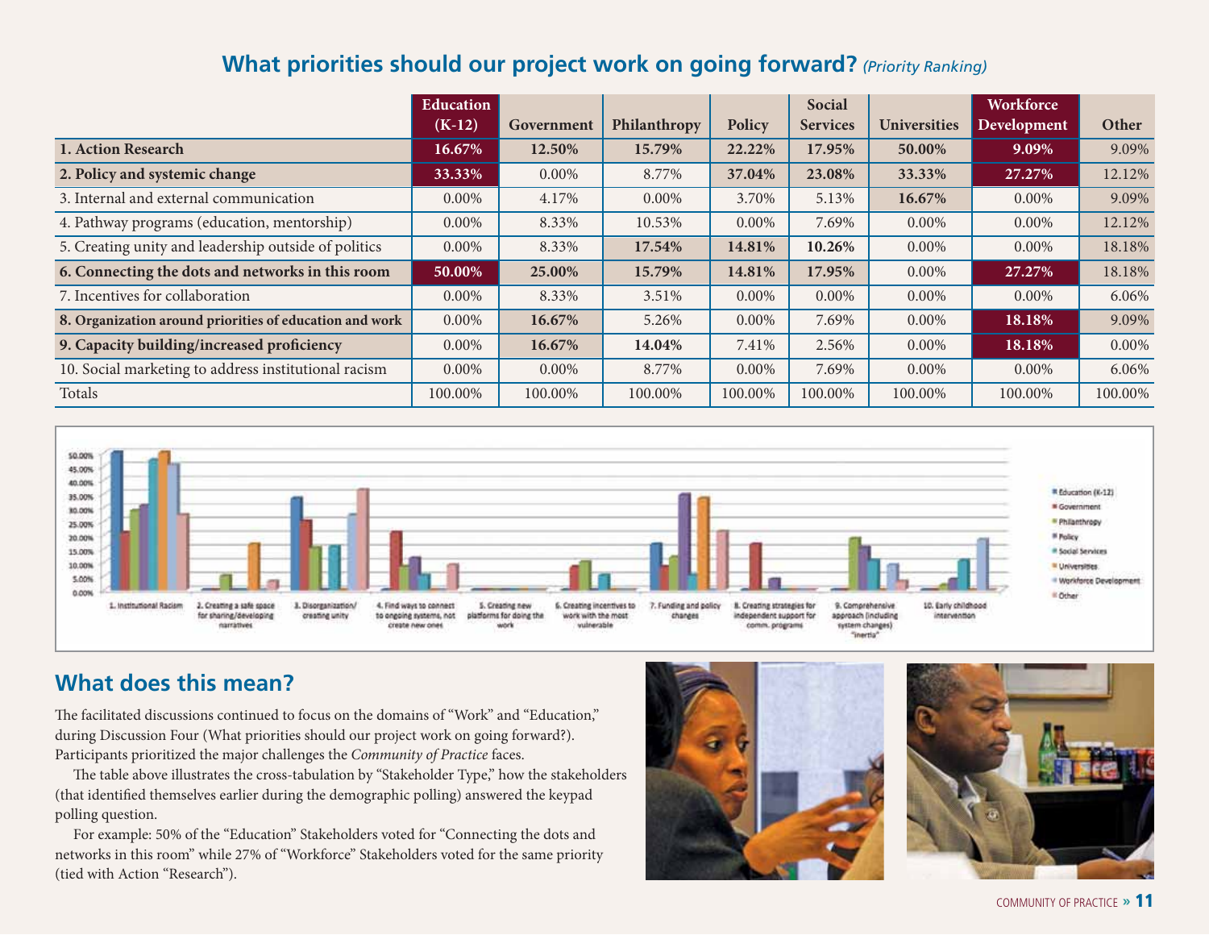## What priorities should our project work on going forward? *(Priority Ranking)*

| | Education (K-12) | Government | Philanthropy | Policy | Social Services | Universities | Workforce Development | Other |
|---|---|---|---|---|---|---|---|---|
| **1. Action Research** | **16.67%** | **12.50%** | **15.79%** | **22.22%** | **17.95%** | **50.00%** | **9.09%** | 9.09% |
| **2. Policy and systemic change** | **33.33%** | 0.00% | 8.77% | **37.04%** | **23.08%** | **33.33%** | **27.27%** | 12.12% |
| 3. Internal and external communication | 0.00% | 4.17% | 0.00% | 3.70% | 5.13% | **16.67%** | 0.00% | 9.09% |
| 4. Pathway programs (education, mentorship) | 0.00% | 8.33% | 10.53% | 0.00% | 7.69% | 0.00% | 0.00% | 12.12% |
| 5. Creating unity and leadership outside of politics | 0.00% | 8.33% | **17.54%** | **14.81%** | **10.26%** | 0.00% | 0.00% | 18.18% |
| **6. Connecting the dots and networks in this room** | **50.00%** | **25.00%** | **15.79%** | **14.81%** | **17.95%** | 0.00% | **27.27%** | 18.18% |
| 7. Incentives for collaboration | 0.00% | 8.33% | 3.51% | 0.00% | 0.00% | 0.00% | 0.00% | 6.06% |
| **8. Organization around priorities of education and work** | 0.00% | **16.67%** | 5.26% | 0.00% | 7.69% | 0.00% | **18.18%** | 9.09% |
| **9. Capacity building/increased proficiency** | 0.00% | **16.67%** | **14.04%** | 7.41% | 2.56% | 0.00% | **18.18%** | 0.00% |
| 10. Social marketing to address institutional racism | 0.00% | 0.00% | 8.77% | 0.00% | 7.69% | 0.00% | 0.00% | 6.06% |
| Totals | 100.00% | 100.00% | 100.00% | 100.00% | 100.00% | 100.00% | 100.00% | 100.00% |

## What does this mean?

The facilitated discussions continued to focus on the domains of "Work" and "Education," during Discussion Four (What priorities should our project work on going forward?). Participants prioritized the major challenges the *Community of Practice* faces.

The table above illustrates the cross-tabulation by "Stakeholder Type," how the stakeholders (that identified themselves earlier during the demographic polling) answered the keypad polling question.

For example: 50% of the "Education" Stakeholders voted for "Connecting the dots and networks in this room" while 27% of "Workforce" Stakeholders voted for the same priority (tied with Action "Research").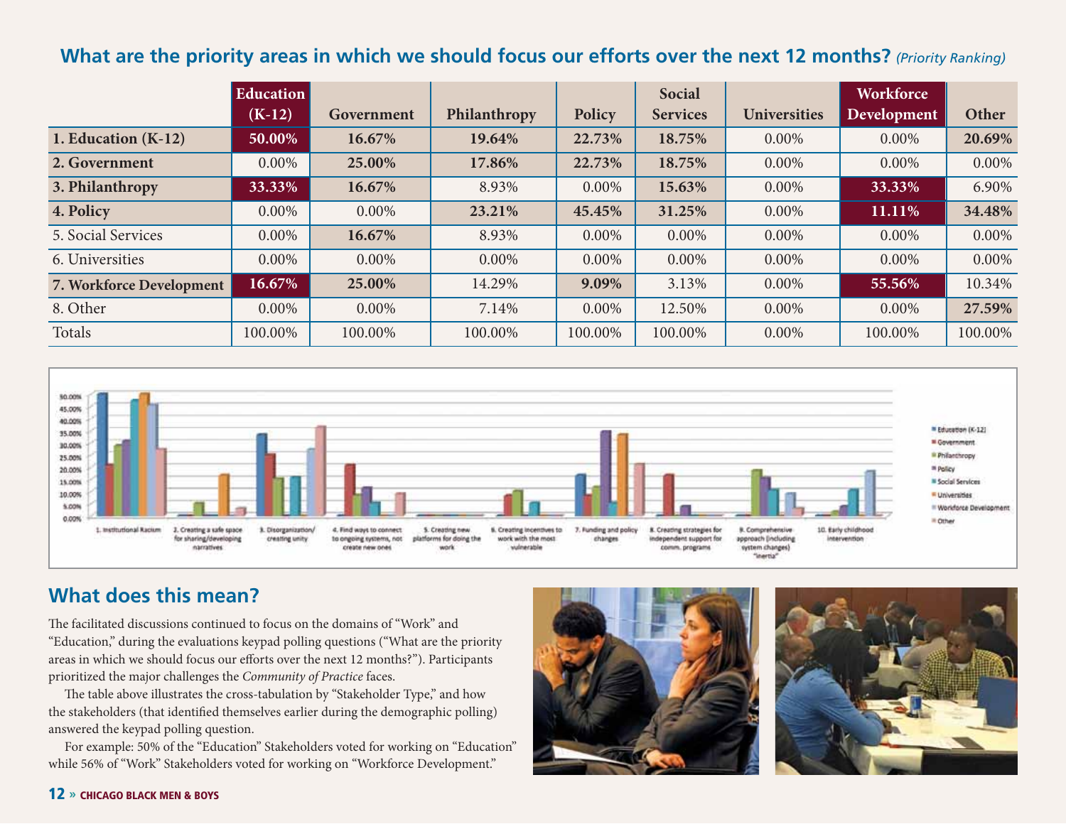## What are the priority areas in which we should focus our efforts over the next 12 months? *(Priority Ranking)*

| | Education (K-12) | Government | Philanthropy | Policy | Social Services | Universities | Workforce Development | Other |
|---|---|---|---|---|---|---|---|---|
| **1. Education (K-12)** | **50.00%** | **16.67%** | **19.64%** | **22.73%** | **18.75%** | 0.00% | 0.00% | **20.69%** |
| **2. Government** | 0.00% | **25.00%** | **17.86%** | **22.73%** | **18.75%** | 0.00% | 0.00% | 0.00% |
| **3. Philanthropy** | **33.33%** | **16.67%** | 8.93% | 0.00% | **15.63%** | 0.00% | **33.33%** | 6.90% |
| **4. Policy** | 0.00% | 0.00% | **23.21%** | **45.45%** | **31.25%** | 0.00% | **11.11%** | **34.48%** |
| 5. Social Services | 0.00% | **16.67%** | 8.93% | 0.00% | 0.00% | 0.00% | 0.00% | 0.00% |
| 6. Universities | 0.00% | 0.00% | 0.00% | 0.00% | 0.00% | 0.00% | 0.00% | 0.00% |
| **7. Workforce Development** | **16.67%** | **25.00%** | 14.29% | **9.09%** | 3.13% | 0.00% | **55.56%** | 10.34% |
| 8. Other | 0.00% | 0.00% | 7.14% | 0.00% | 12.50% | 0.00% | 0.00% | **27.59%** |
| Totals | 100.00% | 100.00% | 100.00% | 100.00% | 100.00% | 0.00% | 100.00% | 100.00% |

## What does this mean?

The facilitated discussions continued to focus on the domains of "Work" and "Education," during the evaluations keypad polling questions ("What are the priority areas in which we should focus our efforts over the next 12 months?"). Participants prioritized the major challenges the *Community of Practice* faces.

The table above illustrates the cross-tabulation by "Stakeholder Type," and how the stakeholders (that identified themselves earlier during the demographic polling) answered the keypad polling question.

For example: 50% of the "Education" Stakeholders voted for working on "Education" while 56% of "Work" Stakeholders voted for working on "Workforce Development."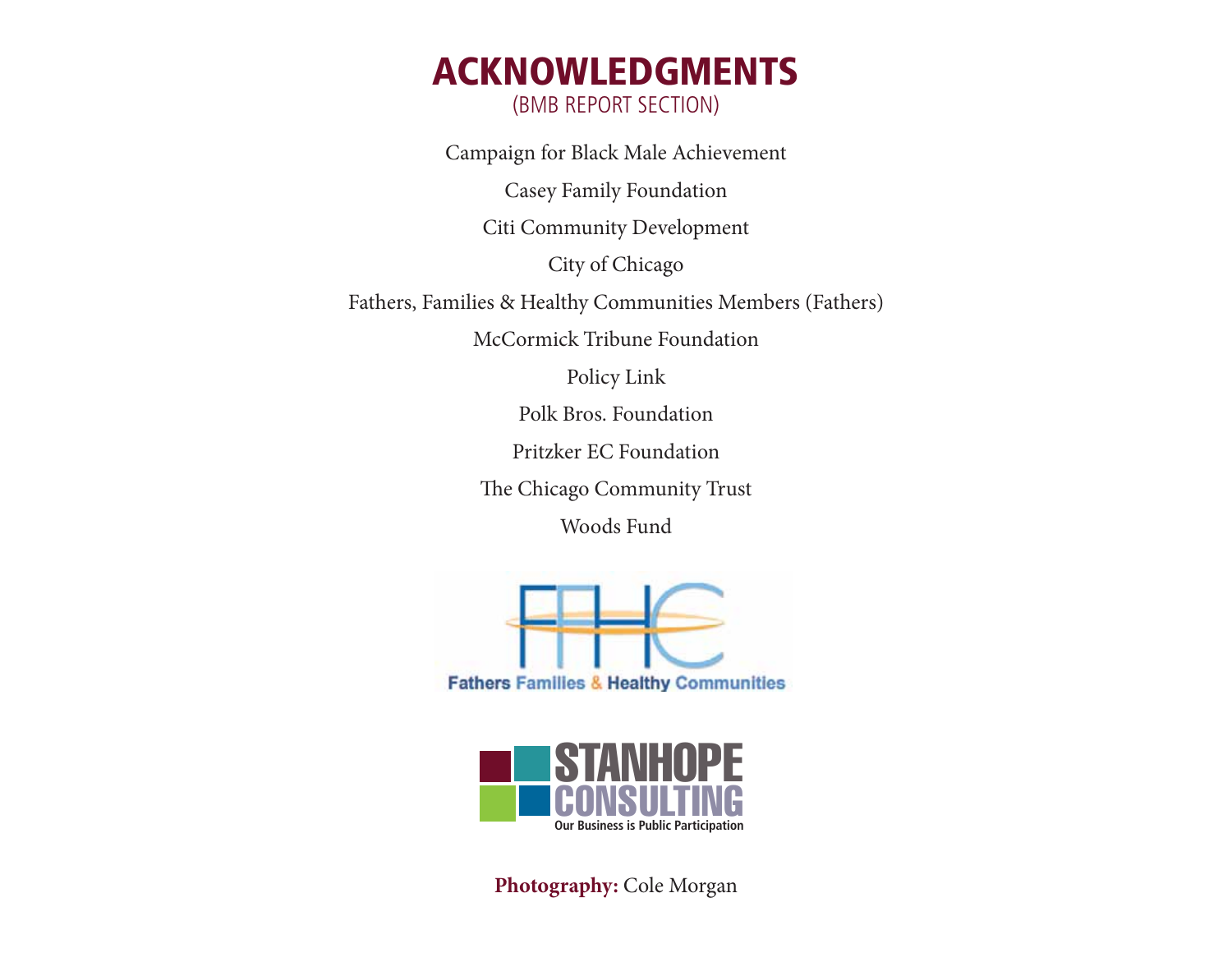# ACKNOWLEDGMENTS

(BMB REPORT SECTION)

Campaign for Black Male Achievement

Casey Family Foundation

Citi Community Development

City of Chicago

Fathers, Families & Healthy Communities Members (Fathers)

McCormick Tribune Foundation

Policy Link

Polk Bros. Foundation

Pritzker EC Foundation

The Chicago Community Trust

Woods Fund

FFHC

Fathers Families & Healthy Communities

STANHOPE CONSULTING

Our Business is Public Participation

**Photography:** Cole Morgan